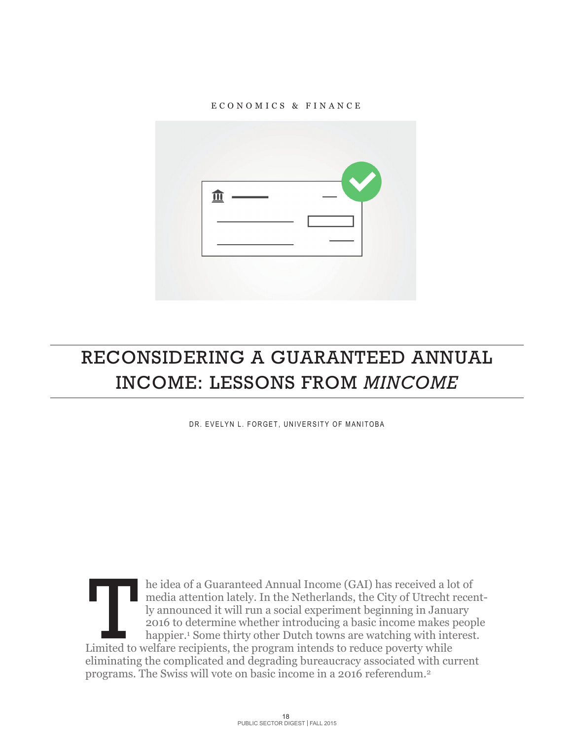ECONOMICS & FINANCE

# RECONSIDERING A GUARANTEED ANNUAL INCOME: LESSONS FROM *MINCOME*

DR. EVELYN L. FORGET, UNIVERSITY OF MANITOBA

The idea of a Guaranteed Annual Income (GAI) has received a lot of media attention lately. In the Netherlands, the City of Utrecht recently announced it will run a social experiment beginning in January 2016 to determine whether introducing a basic income makes people happier.[1] Some thirty other Dutch towns are watching with interest. Limited to welfare recipients, the program intends to reduce poverty while eliminating the complicated and degrading bureaucracy associated with current programs. The Swiss will vote on basic income in a 2016 referendum.[2]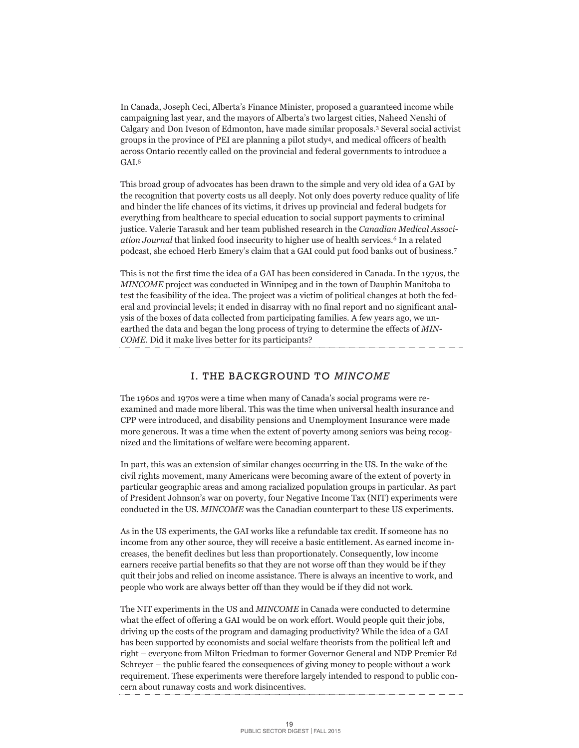In Canada, Joseph Ceci, Alberta's Finance Minister, proposed a guaranteed income while campaigning last year, and the mayors of Alberta's two largest cities, Naheed Nenshi of Calgary and Don Iveson of Edmonton, have made similar proposals.[3] Several social activist groups in the province of PEI are planning a pilot study[4], and medical officers of health across Ontario recently called on the provincial and federal governments to introduce a GAI.[5]

This broad group of advocates has been drawn to the simple and very old idea of a GAI by the recognition that poverty costs us all deeply. Not only does poverty reduce quality of life and hinder the life chances of its victims, it drives up provincial and federal budgets for everything from healthcare to special education to social support payments to criminal justice. Valerie Tarasuk and her team published research in the *Canadian Medical Association Journal* that linked food insecurity to higher use of health services.[6] In a related podcast, she echoed Herb Emery's claim that a GAI could put food banks out of business.[7]

This is not the first time the idea of a GAI has been considered in Canada. In the 1970s, the *MINCOME* project was conducted in Winnipeg and in the town of Dauphin Manitoba to test the feasibility of the idea. The project was a victim of political changes at both the federal and provincial levels; it ended in disarray with no final report and no significant analysis of the boxes of data collected from participating families. A few years ago, we unearthed the data and began the long process of trying to determine the effects of *MINCOME*. Did it make lives better for its participants?

## I. THE BACKGROUND TO *MINCOME*

The 1960s and 1970s were a time when many of Canada's social programs were reexamined and made more liberal. This was the time when universal health insurance and CPP were introduced, and disability pensions and Unemployment Insurance were made more generous. It was a time when the extent of poverty among seniors was being recognized and the limitations of welfare were becoming apparent.

In part, this was an extension of similar changes occurring in the US. In the wake of the civil rights movement, many Americans were becoming aware of the extent of poverty in particular geographic areas and among racialized population groups in particular. As part of President Johnson's war on poverty, four Negative Income Tax (NIT) experiments were conducted in the US. *MINCOME* was the Canadian counterpart to these US experiments.

As in the US experiments, the GAI works like a refundable tax credit. If someone has no income from any other source, they will receive a basic entitlement. As earned income increases, the benefit declines but less than proportionately. Consequently, low income earners receive partial benefits so that they are not worse off than they would be if they quit their jobs and relied on income assistance. There is always an incentive to work, and people who work are always better off than they would be if they did not work.

The NIT experiments in the US and *MINCOME* in Canada were conducted to determine what the effect of offering a GAI would be on work effort. Would people quit their jobs, driving up the costs of the program and damaging productivity? While the idea of a GAI has been supported by economists and social welfare theorists from the political left and right – everyone from Milton Friedman to former Governor General and NDP Premier Ed Schreyer – the public feared the consequences of giving money to people without a work requirement. These experiments were therefore largely intended to respond to public concern about runaway costs and work disincentives.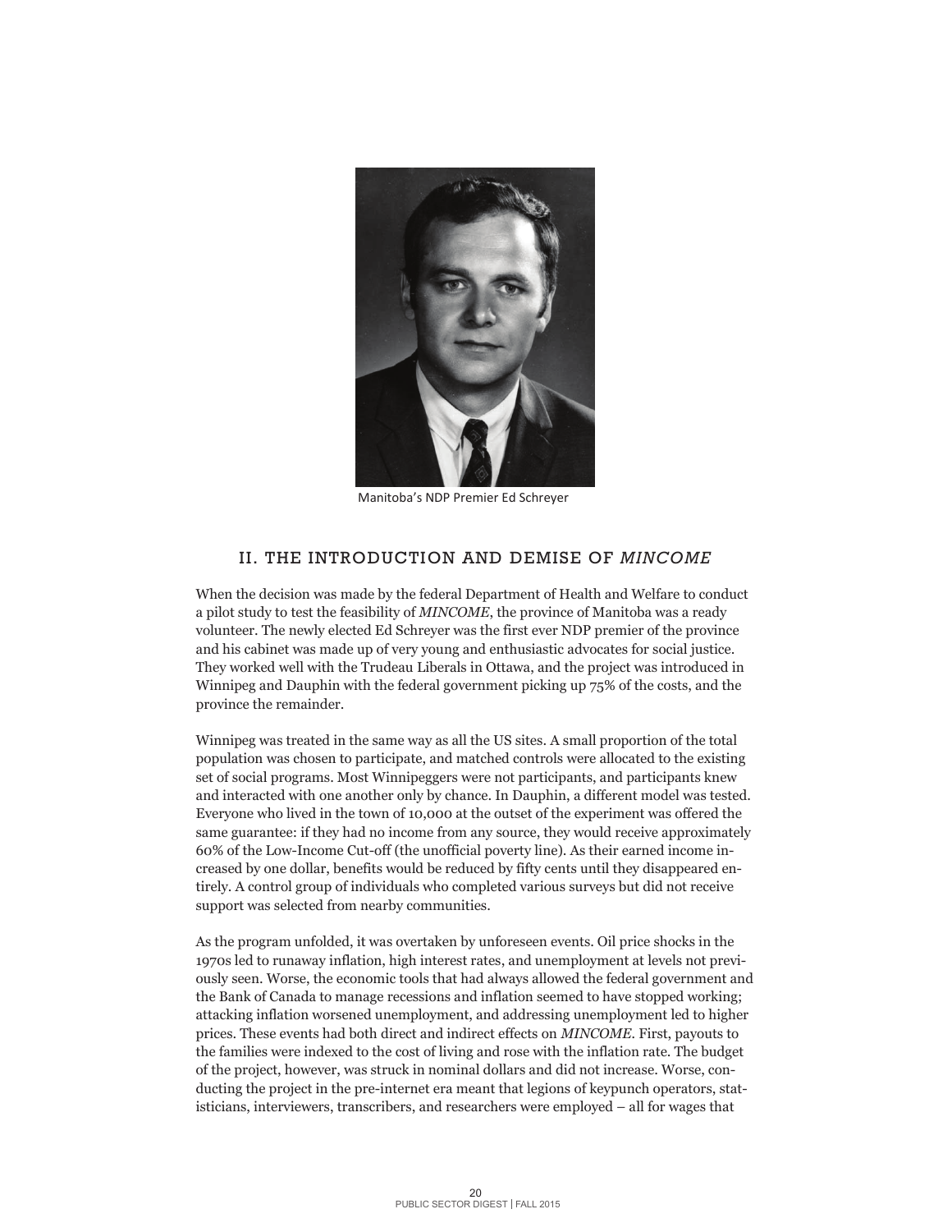Manitoba's NDP Premier Ed Schreyer

## II. THE INTRODUCTION AND DEMISE OF *MINCOME*

When the decision was made by the federal Department of Health and Welfare to conduct a pilot study to test the feasibility of *MINCOME*, the province of Manitoba was a ready volunteer. The newly elected Ed Schreyer was the first ever NDP premier of the province and his cabinet was made up of very young and enthusiastic advocates for social justice. They worked well with the Trudeau Liberals in Ottawa, and the project was introduced in Winnipeg and Dauphin with the federal government picking up 75% of the costs, and the province the remainder.

Winnipeg was treated in the same way as all the US sites. A small proportion of the total population was chosen to participate, and matched controls were allocated to the existing set of social programs. Most Winnipeggers were not participants, and participants knew and interacted with one another only by chance. In Dauphin, a different model was tested. Everyone who lived in the town of 10,000 at the outset of the experiment was offered the same guarantee: if they had no income from any source, they would receive approximately 60% of the Low-Income Cut-off (the unofficial poverty line). As their earned income increased by one dollar, benefits would be reduced by fifty cents until they disappeared entirely. A control group of individuals who completed various surveys but did not receive support was selected from nearby communities.

As the program unfolded, it was overtaken by unforeseen events. Oil price shocks in the 1970s led to runaway inflation, high interest rates, and unemployment at levels not previously seen. Worse, the economic tools that had always allowed the federal government and the Bank of Canada to manage recessions and inflation seemed to have stopped working; attacking inflation worsened unemployment, and addressing unemployment led to higher prices. These events had both direct and indirect effects on *MINCOME*. First, payouts to the families were indexed to the cost of living and rose with the inflation rate. The budget of the project, however, was struck in nominal dollars and did not increase. Worse, conducting the project in the pre-internet era meant that legions of keypunch operators, statisticians, interviewers, transcribers, and researchers were employed – all for wages that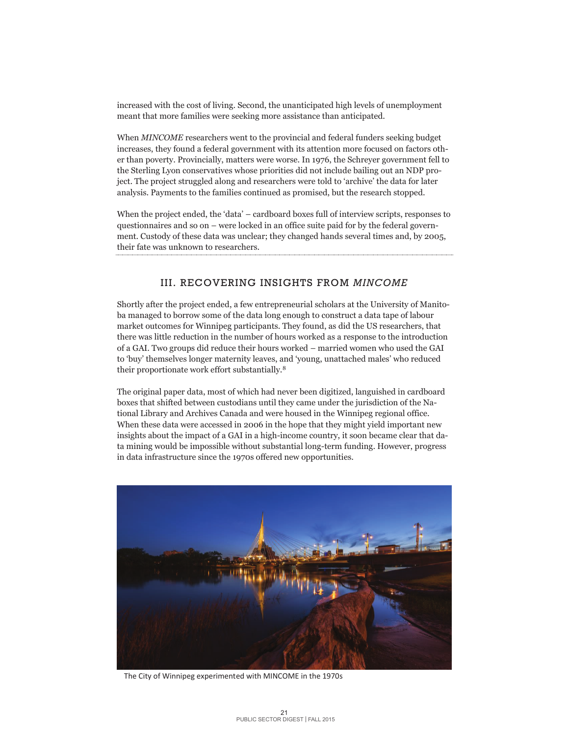increased with the cost of living. Second, the unanticipated high levels of unemployment meant that more families were seeking more assistance than anticipated.

When *MINCOME* researchers went to the provincial and federal funders seeking budget increases, they found a federal government with its attention more focused on factors other than poverty. Provincially, matters were worse. In 1976, the Schreyer government fell to the Sterling Lyon conservatives whose priorities did not include bailing out an NDP project. The project struggled along and researchers were told to 'archive' the data for later analysis. Payments to the families continued as promised, but the research stopped.

When the project ended, the 'data' – cardboard boxes full of interview scripts, responses to questionnaires and so on – were locked in an office suite paid for by the federal government. Custody of these data was unclear; they changed hands several times and, by 2005, their fate was unknown to researchers.

## III. RECOVERING INSIGHTS FROM *MINCOME*

Shortly after the project ended, a few entrepreneurial scholars at the University of Manitoba managed to borrow some of the data long enough to construct a data tape of labour market outcomes for Winnipeg participants. They found, as did the US researchers, that there was little reduction in the number of hours worked as a response to the introduction of a GAI. Two groups did reduce their hours worked – married women who used the GAI to 'buy' themselves longer maternity leaves, and 'young, unattached males' who reduced their proportionate work effort substantially.[8]

The original paper data, most of which had never been digitized, languished in cardboard boxes that shifted between custodians until they came under the jurisdiction of the National Library and Archives Canada and were housed in the Winnipeg regional office. When these data were accessed in 2006 in the hope that they might yield important new insights about the impact of a GAI in a high-income country, it soon became clear that data mining would be impossible without substantial long-term funding. However, progress in data infrastructure since the 1970s offered new opportunities.

The City of Winnipeg experimented with MINCOME in the 1970s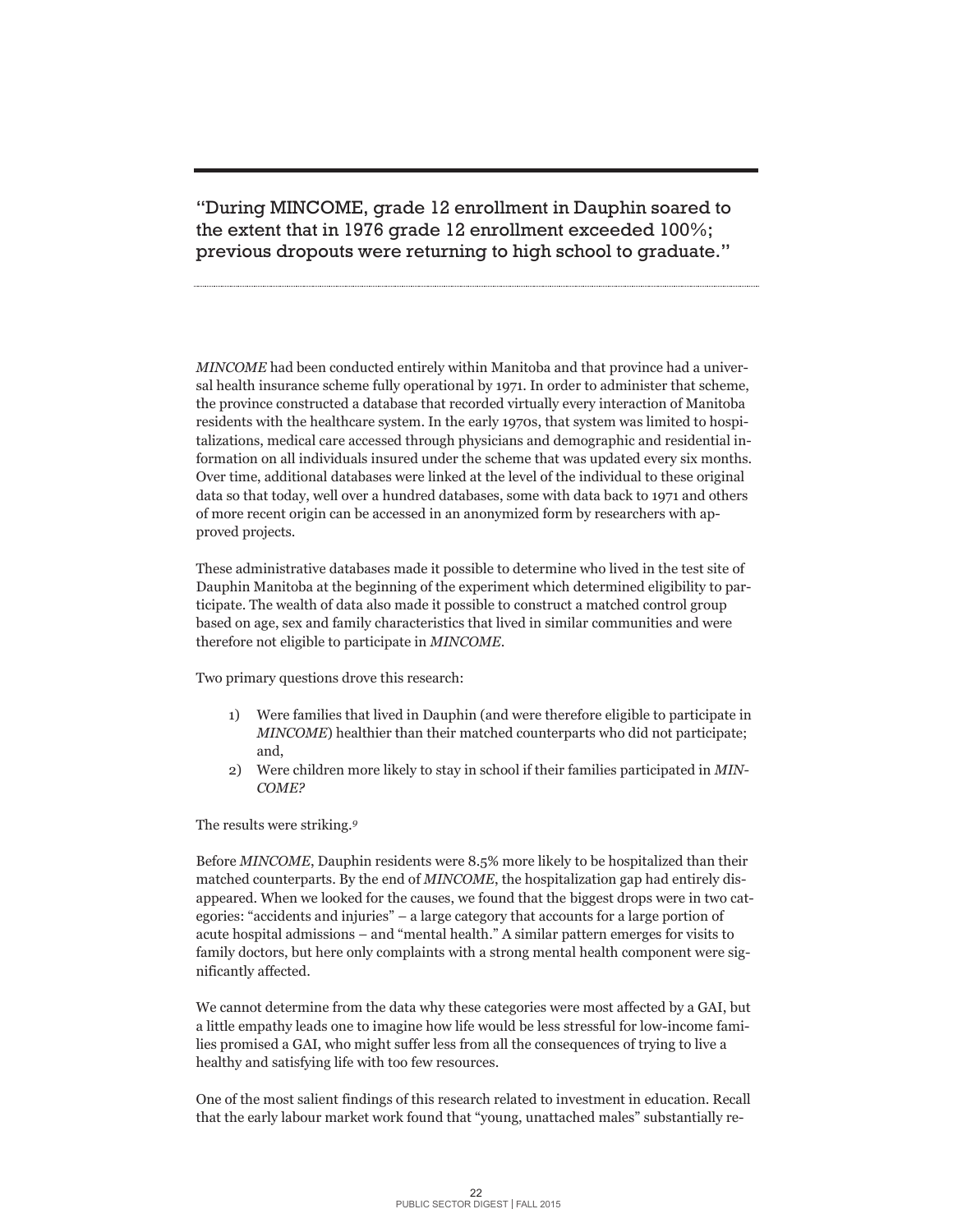> "During MINCOME, grade 12 enrollment in Dauphin soared to the extent that in 1976 grade 12 enrollment exceeded 100%; previous dropouts were returning to high school to graduate."

*MINCOME* had been conducted entirely within Manitoba and that province had a universal health insurance scheme fully operational by 1971. In order to administer that scheme, the province constructed a database that recorded virtually every interaction of Manitoba residents with the healthcare system. In the early 1970s, that system was limited to hospitalizations, medical care accessed through physicians and demographic and residential information on all individuals insured under the scheme that was updated every six months. Over time, additional databases were linked at the level of the individual to these original data so that today, well over a hundred databases, some with data back to 1971 and others of more recent origin can be accessed in an anonymized form by researchers with approved projects.

These administrative databases made it possible to determine who lived in the test site of Dauphin Manitoba at the beginning of the experiment which determined eligibility to participate. The wealth of data also made it possible to construct a matched control group based on age, sex and family characteristics that lived in similar communities and were therefore not eligible to participate in *MINCOME*.

Two primary questions drove this research:

1) Were families that lived in Dauphin (and were therefore eligible to participate in *MINCOME*) healthier than their matched counterparts who did not participate; and,
2) Were children more likely to stay in school if their families participated in *MINCOME?*

The results were striking.[9]

Before *MINCOME*, Dauphin residents were 8.5% more likely to be hospitalized than their matched counterparts. By the end of *MINCOME*, the hospitalization gap had entirely disappeared. When we looked for the causes, we found that the biggest drops were in two categories: "accidents and injuries" – a large category that accounts for a large portion of acute hospital admissions – and "mental health." A similar pattern emerges for visits to family doctors, but here only complaints with a strong mental health component were significantly affected.

We cannot determine from the data why these categories were most affected by a GAI, but a little empathy leads one to imagine how life would be less stressful for low-income families promised a GAI, who might suffer less from all the consequences of trying to live a healthy and satisfying life with too few resources.

One of the most salient findings of this research related to investment in education. Recall that the early labour market work found that "young, unattached males" substantially re-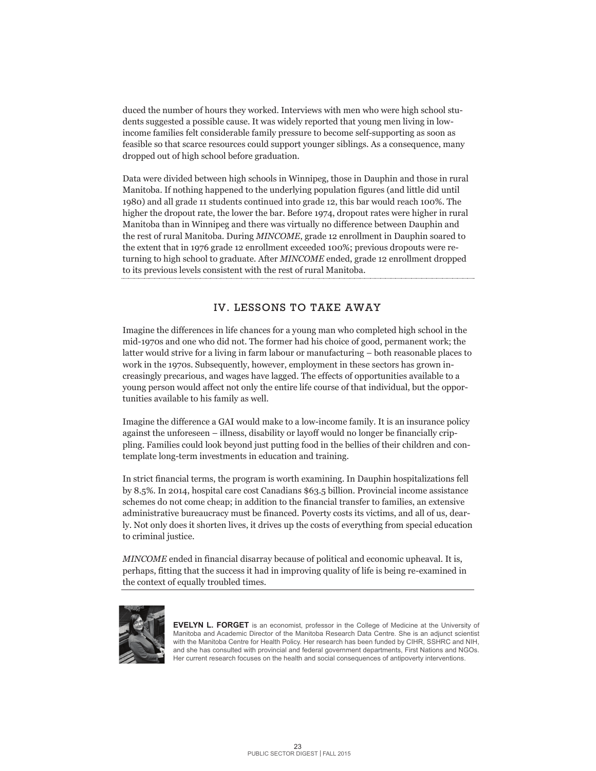duced the number of hours they worked. Interviews with men who were high school students suggested a possible cause. It was widely reported that young men living in low-income families felt considerable family pressure to become self-supporting as soon as feasible so that scarce resources could support younger siblings. As a consequence, many dropped out of high school before graduation.

Data were divided between high schools in Winnipeg, those in Dauphin and those in rural Manitoba. If nothing happened to the underlying population figures (and little did until 1980) and all grade 11 students continued into grade 12, this bar would reach 100%. The higher the dropout rate, the lower the bar. Before 1974, dropout rates were higher in rural Manitoba than in Winnipeg and there was virtually no difference between Dauphin and the rest of rural Manitoba. During *MINCOME*, grade 12 enrollment in Dauphin soared to the extent that in 1976 grade 12 enrollment exceeded 100%; previous dropouts were returning to high school to graduate. After *MINCOME* ended, grade 12 enrollment dropped to its previous levels consistent with the rest of rural Manitoba.

## IV. LESSONS TO TAKE AWAY

Imagine the differences in life chances for a young man who completed high school in the mid-1970s and one who did not. The former had his choice of good, permanent work; the latter would strive for a living in farm labour or manufacturing – both reasonable places to work in the 1970s. Subsequently, however, employment in these sectors has grown increasingly precarious, and wages have lagged. The effects of opportunities available to a young person would affect not only the entire life course of that individual, but the opportunities available to his family as well.

Imagine the difference a GAI would make to a low-income family. It is an insurance policy against the unforeseen – illness, disability or layoff would no longer be financially crippling. Families could look beyond just putting food in the bellies of their children and contemplate long-term investments in education and training.

In strict financial terms, the program is worth examining. In Dauphin hospitalizations fell by 8.5%. In 2014, hospital care cost Canadians $63.5 billion. Provincial income assistance schemes do not come cheap; in addition to the financial transfer to families, an extensive administrative bureaucracy must be financed. Poverty costs its victims, and all of us, dearly. Not only does it shorten lives, it drives up the costs of everything from special education to criminal justice.

*MINCOME* ended in financial disarray because of political and economic upheaval. It is, perhaps, fitting that the success it had in improving quality of life is being re-examined in the context of equally troubled times.

**EVELYN L. FORGET** is an economist, professor in the College of Medicine at the University of Manitoba and Academic Director of the Manitoba Research Data Centre. She is an adjunct scientist with the Manitoba Centre for Health Policy. Her research has been funded by CIHR, SSHRC and NIH, and she has consulted with provincial and federal government departments, First Nations and NGOs. Her current research focuses on the health and social consequences of antipoverty interventions.